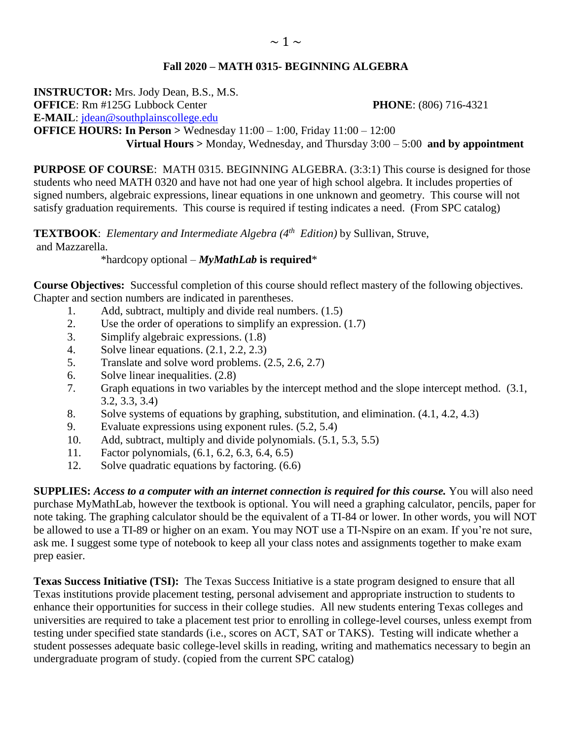# Fall 2020 – MATH 0315- BEGINNING ALGEBRA

**INSTRUCTOR:** Mrs. Jody Dean, B.S., M.S.
**OFFICE**: Rm #125G Lubbock Center **PHONE**: (806) 716-4321
**E-MAIL**: jdean@southplainscollege.edu
**OFFICE HOURS: In Person >** Wednesday 11:00 – 1:00, Friday 11:00 – 12:00
**Virtual Hours >** Monday, Wednesday, and Thursday 3:00 – 5:00 **and by appointment**

**PURPOSE OF COURSE**: MATH 0315. BEGINNING ALGEBRA. (3:3:1) This course is designed for those students who need MATH 0320 and have not had one year of high school algebra. It includes properties of signed numbers, algebraic expressions, linear equations in one unknown and geometry. This course will not satisfy graduation requirements. This course is required if testing indicates a need. (From SPC catalog)

**TEXTBOOK**: *Elementary and Intermediate Algebra (4th Edition)* by Sullivan, Struve, and Mazzarella.

\*hardcopy optional – ***MyMathLab*** **is required**\*

**Course Objectives:** Successful completion of this course should reflect mastery of the following objectives. Chapter and section numbers are indicated in parentheses.

1. Add, subtract, multiply and divide real numbers. (1.5)
2. Use the order of operations to simplify an expression. (1.7)
3. Simplify algebraic expressions. (1.8)
4. Solve linear equations. (2.1, 2.2, 2.3)
5. Translate and solve word problems. (2.5, 2.6, 2.7)
6. Solve linear inequalities. (2.8)
7. Graph equations in two variables by the intercept method and the slope intercept method. (3.1, 3.2, 3.3, 3.4)
8. Solve systems of equations by graphing, substitution, and elimination. (4.1, 4.2, 4.3)
9. Evaluate expressions using exponent rules. (5.2, 5.4)
10. Add, subtract, multiply and divide polynomials. (5.1, 5.3, 5.5)
11. Factor polynomials, (6.1, 6.2, 6.3, 6.4, 6.5)
12. Solve quadratic equations by factoring. (6.6)

**SUPPLIES:** ***Access to a computer with an internet connection is required for this course.*** You will also need purchase MyMathLab, however the textbook is optional. You will need a graphing calculator, pencils, paper for note taking. The graphing calculator should be the equivalent of a TI-84 or lower. In other words, you will NOT be allowed to use a TI-89 or higher on an exam. You may NOT use a TI-Nspire on an exam. If you're not sure, ask me. I suggest some type of notebook to keep all your class notes and assignments together to make exam prep easier.

**Texas Success Initiative (TSI):** The Texas Success Initiative is a state program designed to ensure that all Texas institutions provide placement testing, personal advisement and appropriate instruction to students to enhance their opportunities for success in their college studies. All new students entering Texas colleges and universities are required to take a placement test prior to enrolling in college-level courses, unless exempt from testing under specified state standards (i.e., scores on ACT, SAT or TAKS). Testing will indicate whether a student possesses adequate basic college-level skills in reading, writing and mathematics necessary to begin an undergraduate program of study. (copied from the current SPC catalog)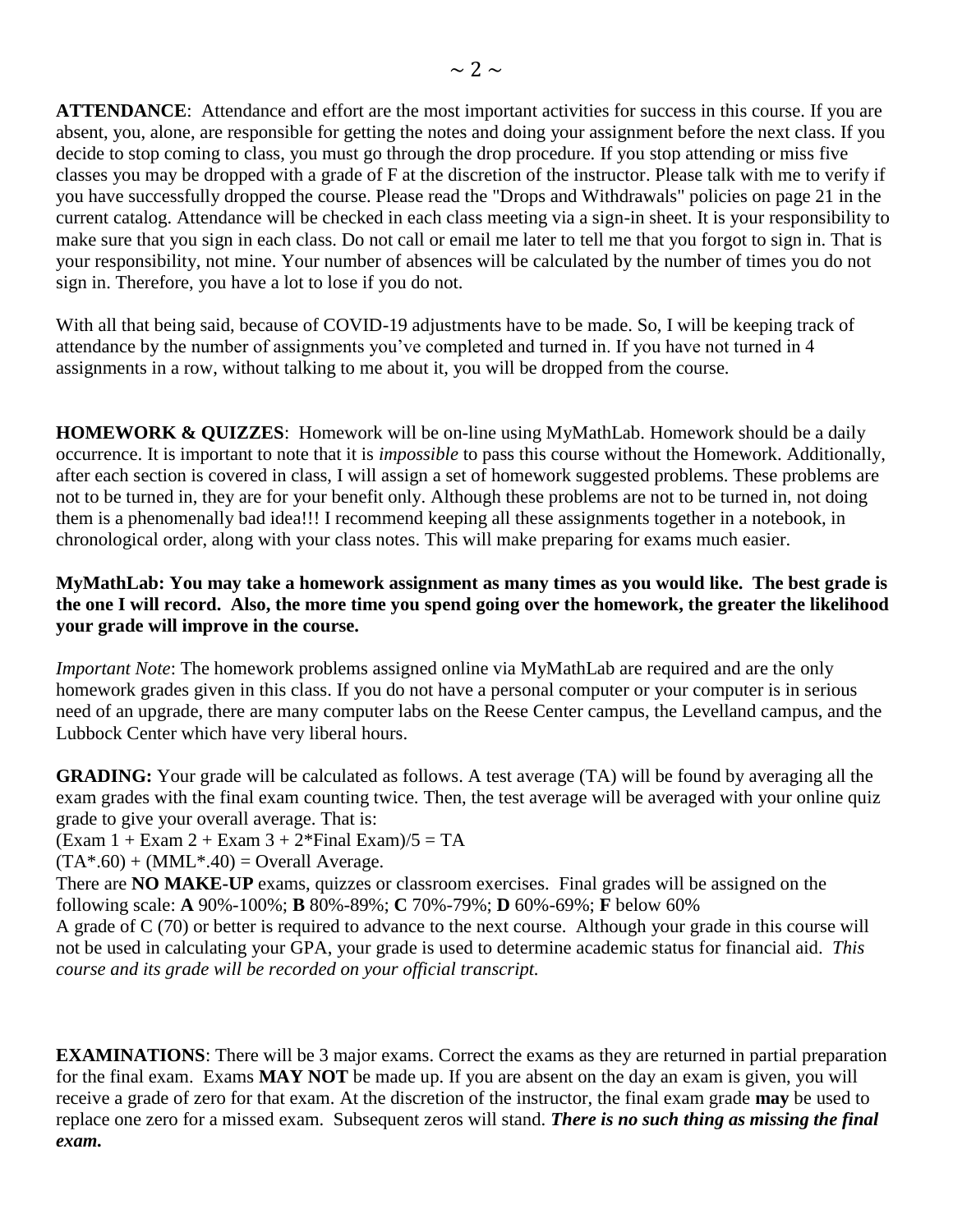**ATTENDANCE**: Attendance and effort are the most important activities for success in this course. If you are absent, you, alone, are responsible for getting the notes and doing your assignment before the next class. If you decide to stop coming to class, you must go through the drop procedure. If you stop attending or miss five classes you may be dropped with a grade of F at the discretion of the instructor. Please talk with me to verify if you have successfully dropped the course. Please read the "Drops and Withdrawals" policies on page 21 in the current catalog. Attendance will be checked in each class meeting via a sign-in sheet. It is your responsibility to make sure that you sign in each class. Do not call or email me later to tell me that you forgot to sign in. That is your responsibility, not mine. Your number of absences will be calculated by the number of times you do not sign in. Therefore, you have a lot to lose if you do not.

With all that being said, because of COVID-19 adjustments have to be made. So, I will be keeping track of attendance by the number of assignments you've completed and turned in. If you have not turned in 4 assignments in a row, without talking to me about it, you will be dropped from the course.

**HOMEWORK & QUIZZES**: Homework will be on-line using MyMathLab. Homework should be a daily occurrence. It is important to note that it is *impossible* to pass this course without the Homework. Additionally, after each section is covered in class, I will assign a set of homework suggested problems. These problems are not to be turned in, they are for your benefit only. Although these problems are not to be turned in, not doing them is a phenomenally bad idea!!! I recommend keeping all these assignments together in a notebook, in chronological order, along with your class notes. This will make preparing for exams much easier.

**MyMathLab: You may take a homework assignment as many times as you would like. The best grade is the one I will record. Also, the more time you spend going over the homework, the greater the likelihood your grade will improve in the course.**

*Important Note*: The homework problems assigned online via MyMathLab are required and are the only homework grades given in this class. If you do not have a personal computer or your computer is in serious need of an upgrade, there are many computer labs on the Reese Center campus, the Levelland campus, and the Lubbock Center which have very liberal hours.

**GRADING:** Your grade will be calculated as follows. A test average (TA) will be found by averaging all the exam grades with the final exam counting twice. Then, the test average will be averaged with your online quiz grade to give your overall average. That is:

(Exam 1 + Exam 2 + Exam 3 + 2*Final Exam)/5 = TA

(TA*.60) + (MML*.40) = Overall Average.

There are **NO MAKE-UP** exams, quizzes or classroom exercises. Final grades will be assigned on the following scale: **A** 90%-100%; **B** 80%-89%; **C** 70%-79%; **D** 60%-69%; **F** below 60%

A grade of C (70) or better is required to advance to the next course. Although your grade in this course will not be used in calculating your GPA, your grade is used to determine academic status for financial aid. *This course and its grade will be recorded on your official transcript.*

**EXAMINATIONS**: There will be 3 major exams. Correct the exams as they are returned in partial preparation for the final exam. Exams **MAY NOT** be made up. If you are absent on the day an exam is given, you will receive a grade of zero for that exam. At the discretion of the instructor, the final exam grade **may** be used to replace one zero for a missed exam. Subsequent zeros will stand. ***There is no such thing as missing the final exam.***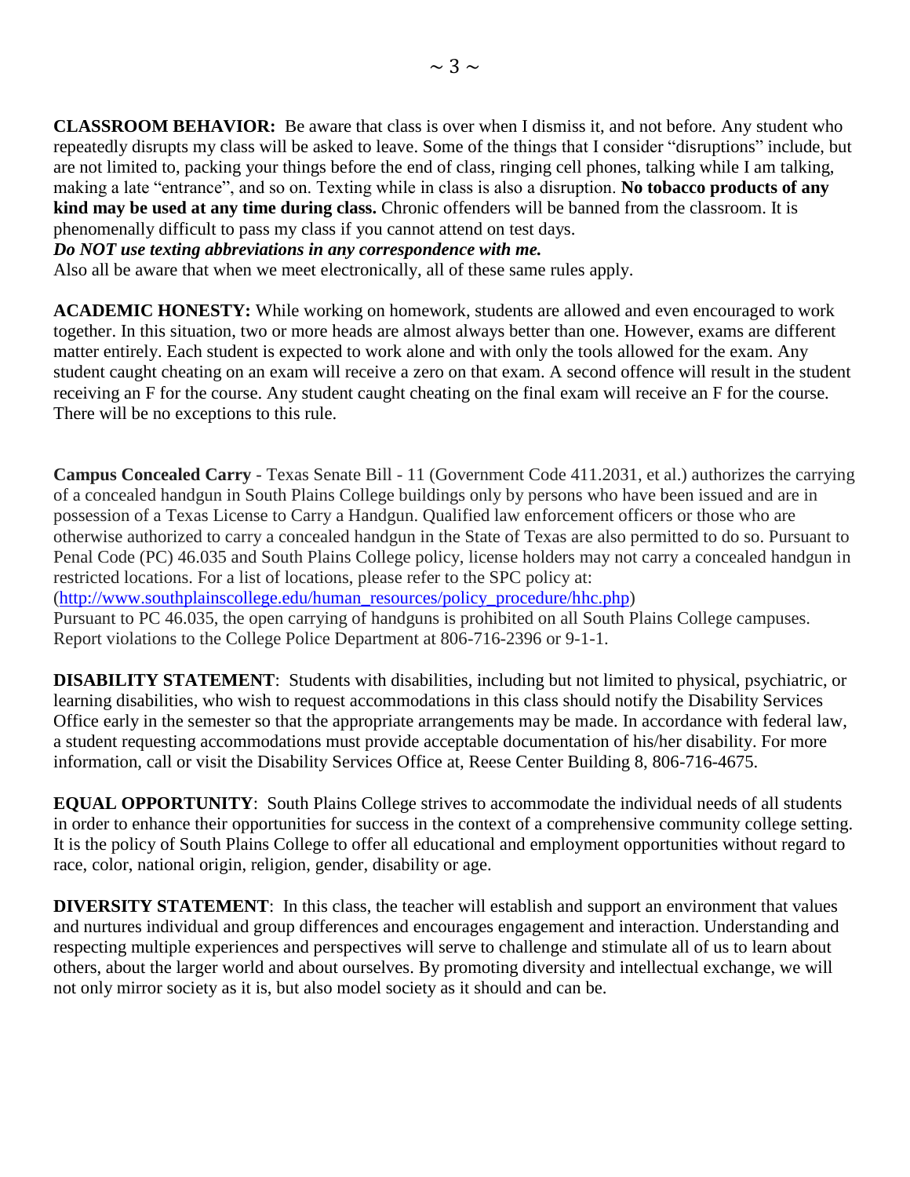**CLASSROOM BEHAVIOR:** Be aware that class is over when I dismiss it, and not before. Any student who repeatedly disrupts my class will be asked to leave. Some of the things that I consider "disruptions" include, but are not limited to, packing your things before the end of class, ringing cell phones, talking while I am talking, making a late "entrance", and so on. Texting while in class is also a disruption. **No tobacco products of any kind may be used at any time during class.** Chronic offenders will be banned from the classroom. It is phenomenally difficult to pass my class if you cannot attend on test days.

***Do NOT use texting abbreviations in any correspondence with me.***

Also all be aware that when we meet electronically, all of these same rules apply.

**ACADEMIC HONESTY:** While working on homework, students are allowed and even encouraged to work together. In this situation, two or more heads are almost always better than one. However, exams are different matter entirely. Each student is expected to work alone and with only the tools allowed for the exam. Any student caught cheating on an exam will receive a zero on that exam. A second offence will result in the student receiving an F for the course. Any student caught cheating on the final exam will receive an F for the course. There will be no exceptions to this rule.

**Campus Concealed Carry** - Texas Senate Bill - 11 (Government Code 411.2031, et al.) authorizes the carrying of a concealed handgun in South Plains College buildings only by persons who have been issued and are in possession of a Texas License to Carry a Handgun. Qualified law enforcement officers or those who are otherwise authorized to carry a concealed handgun in the State of Texas are also permitted to do so. Pursuant to Penal Code (PC) 46.035 and South Plains College policy, license holders may not carry a concealed handgun in restricted locations. For a list of locations, please refer to the SPC policy at:
(http://www.southplainscollege.edu/human_resources/policy_procedure/hhc.php)
Pursuant to PC 46.035, the open carrying of handguns is prohibited on all South Plains College campuses. Report violations to the College Police Department at 806-716-2396 or 9-1-1.

**DISABILITY STATEMENT**: Students with disabilities, including but not limited to physical, psychiatric, or learning disabilities, who wish to request accommodations in this class should notify the Disability Services Office early in the semester so that the appropriate arrangements may be made. In accordance with federal law, a student requesting accommodations must provide acceptable documentation of his/her disability. For more information, call or visit the Disability Services Office at, Reese Center Building 8, 806-716-4675.

**EQUAL OPPORTUNITY**: South Plains College strives to accommodate the individual needs of all students in order to enhance their opportunities for success in the context of a comprehensive community college setting. It is the policy of South Plains College to offer all educational and employment opportunities without regard to race, color, national origin, religion, gender, disability or age.

**DIVERSITY STATEMENT**: In this class, the teacher will establish and support an environment that values and nurtures individual and group differences and encourages engagement and interaction. Understanding and respecting multiple experiences and perspectives will serve to challenge and stimulate all of us to learn about others, about the larger world and about ourselves. By promoting diversity and intellectual exchange, we will not only mirror society as it is, but also model society as it should and can be.